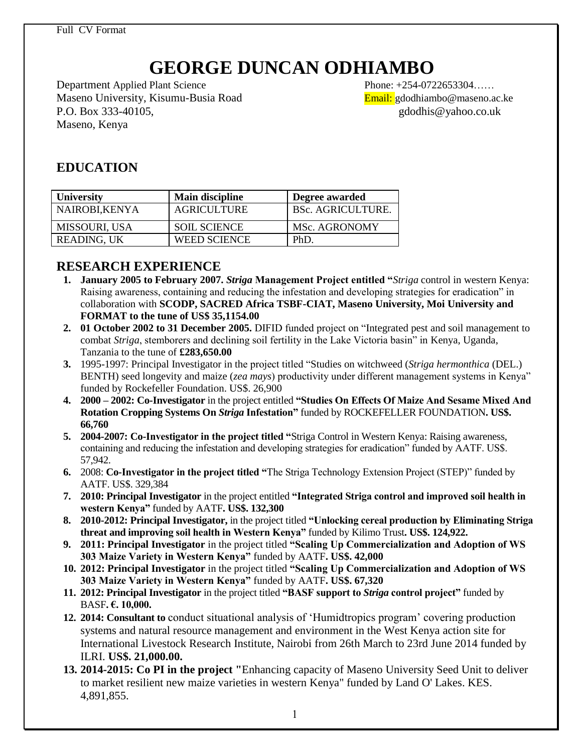Full CV Format

# GEORGE DUNCAN ODHIAMBO

Department Applied Plant Science
Maseno University, Kisumu-Busia Road
P.O. Box 333-40105,
Maseno, Kenya

Phone: +254-0722653304……
Email: gdodhiambo@maseno.ac.ke
gdodhis@yahoo.co.uk

## EDUCATION

| University | Main discipline | Degree awarded |
|---|---|---|
| NAIROBI,KENYA | AGRICULTURE | BSc. AGRICULTURE. |
| MISSOURI, USA | SOIL SCIENCE | MSc. AGRONOMY |
| READING, UK | WEED SCIENCE | PhD. |

## RESEARCH EXPERIENCE

1. **January 2005 to February 2007. *Striga* Management Project entitled "***Striga* control in western Kenya: Raising awareness, containing and reducing the infestation and developing strategies for eradication" in collaboration with **SCODP, SACRED Africa TSBF-CIAT, Maseno University, Moi University and FORMAT to the tune of US$ 35,1154.00**
2. **01 October 2002 to 31 December 2005.** DIFID funded project on "Integrated pest and soil management to combat *Striga*, stemborers and declining soil fertility in the Lake Victoria basin" in Kenya, Uganda, Tanzania to the tune of **£283,650.00**
3. 1995-1997: Principal Investigator in the project titled "Studies on witchweed (*Striga hermonthica* (DEL.) BENTH) seed longevity and maize (*zea mays*) productivity under different management systems in Kenya" funded by Rockefeller Foundation. US$. 26,900
4. **2000 – 2002: Co-Investigator** in the project entitled **"Studies On Effects Of Maize And Sesame Mixed And Rotation Cropping Systems On *Striga* Infestation"** funded by ROCKEFELLER FOUNDATION**. US$. 66,760**
5. **2004-2007: Co-Investigator in the project titled "**Striga Control in Western Kenya: Raising awareness, containing and reducing the infestation and developing strategies for eradication" funded by AATF. US$. 57,942.
6. 2008: **Co-Investigator in the project titled "**The Striga Technology Extension Project (STEP)" funded by AATF. US$. 329,384
7. **2010: Principal Investigator** in the project entitled **"Integrated Striga control and improved soil health in western Kenya"** funded by AATF**. US$. 132,300**
8. **2010-2012: Principal Investigator,** in the project titled **"Unlocking cereal production by Eliminating Striga threat and improving soil health in Western Kenya"** funded by Kilimo Trust**. US$. 124,922.**
9. **2011: Principal Investigator** in the project titled **"Scaling Up Commercialization and Adoption of WS 303 Maize Variety in Western Kenya"** funded by AATF**. US$. 42,000**
10. **2012: Principal Investigator** in the project titled **"Scaling Up Commercialization and Adoption of WS 303 Maize Variety in Western Kenya"** funded by AATF**. US$. 67,320**
11. **2012: Principal Investigator** in the project titled **"BASF support to *Striga* control project"** funded by BASF**. €. 10,000.**
12. **2014: Consultant to** conduct situational analysis of 'Humidtropics program' covering production systems and natural resource management and environment in the West Kenya action site for International Livestock Research Institute, Nairobi from 26th March to 23rd June 2014 funded by ILRI. **US$. 21,000.00.**
13. **2014-2015: Co PI in the project "**Enhancing capacity of Maseno University Seed Unit to deliver to market resilient new maize varieties in western Kenya" funded by Land O' Lakes. KES. 4,891,855.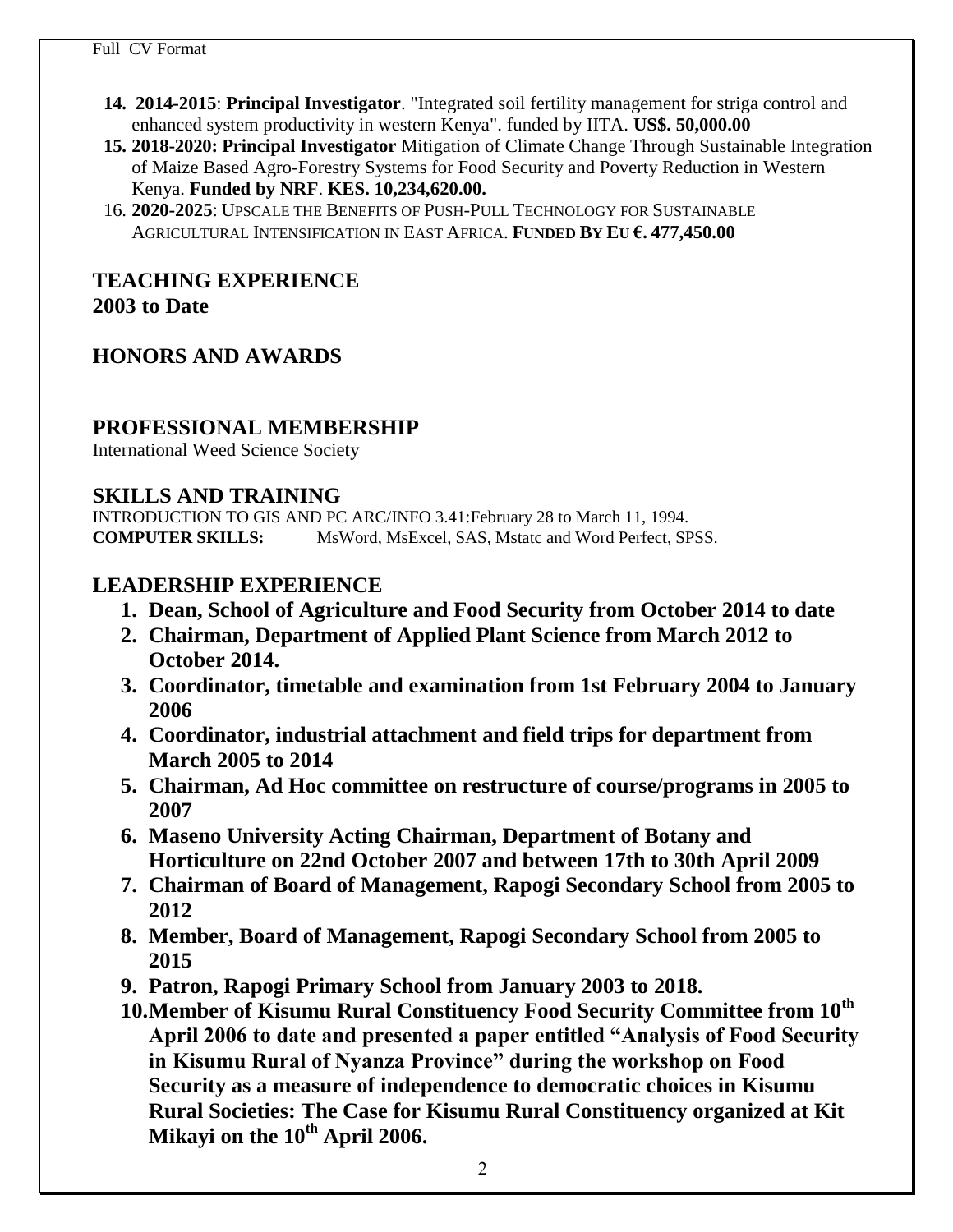14. **2014-2015**: **Principal Investigator**. "Integrated soil fertility management for striga control and enhanced system productivity in western Kenya". funded by IITA. **US$. 50,000.00**
15. **2018-2020: Principal Investigator** Mitigation of Climate Change Through Sustainable Integration of Maize Based Agro-Forestry Systems for Food Security and Poverty Reduction in Western Kenya. **Funded by NRF**. **KES. 10,234,620.00.**
16. **2020-2025**: UPSCALE THE BENEFITS OF PUSH-PULL TECHNOLOGY FOR SUSTAINABLE AGRICULTURAL INTENSIFICATION IN EAST AFRICA. **FUNDED BY EU €. 477,450.00**

## TEACHING EXPERIENCE

**2003 to Date**

## HONORS AND AWARDS

## PROFESSIONAL MEMBERSHIP

International Weed Science Society

## SKILLS AND TRAINING

INTRODUCTION TO GIS AND PC ARC/INFO 3.41:February 28 to March 11, 1994.

**COMPUTER SKILLS:** MsWord, MsExcel, SAS, Mstatc and Word Perfect, SPSS.

## LEADERSHIP EXPERIENCE

1. **Dean, School of Agriculture and Food Security from October 2014 to date**
2. **Chairman, Department of Applied Plant Science from March 2012 to October 2014.**
3. **Coordinator, timetable and examination from 1st February 2004 to January 2006**
4. **Coordinator, industrial attachment and field trips for department from March 2005 to 2014**
5. **Chairman, Ad Hoc committee on restructure of course/programs in 2005 to 2007**
6. **Maseno University Acting Chairman, Department of Botany and Horticulture on 22nd October 2007 and between 17th to 30th April 2009**
7. **Chairman of Board of Management, Rapogi Secondary School from 2005 to 2012**
8. **Member, Board of Management, Rapogi Secondary School from 2005 to 2015**
9. **Patron, Rapogi Primary School from January 2003 to 2018.**
10. **Member of Kisumu Rural Constituency Food Security Committee from 10th April 2006 to date and presented a paper entitled "Analysis of Food Security in Kisumu Rural of Nyanza Province" during the workshop on Food Security as a measure of independence to democratic choices in Kisumu Rural Societies: The Case for Kisumu Rural Constituency organized at Kit Mikayi on the 10th April 2006.**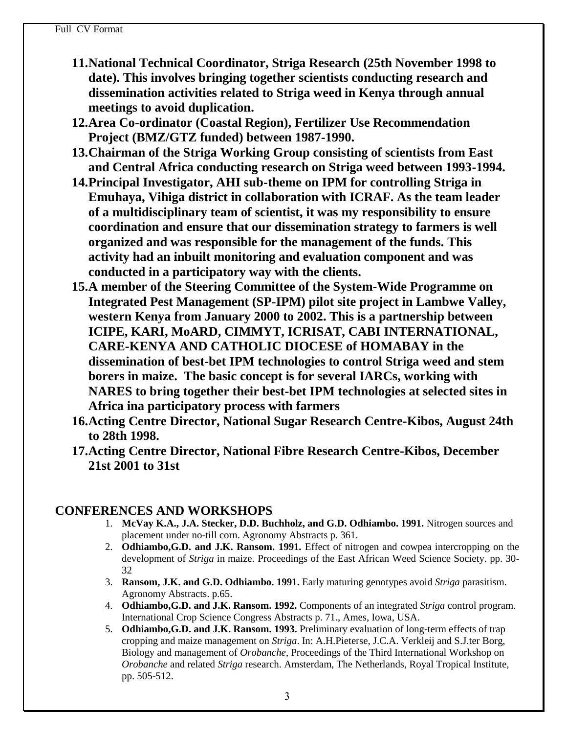11. **National Technical Coordinator, Striga Research (25th November 1998 to date). This involves bringing together scientists conducting research and dissemination activities related to Striga weed in Kenya through annual meetings to avoid duplication.**
12. **Area Co-ordinator (Coastal Region), Fertilizer Use Recommendation Project (BMZ/GTZ funded) between 1987-1990.**
13. **Chairman of the Striga Working Group consisting of scientists from East and Central Africa conducting research on Striga weed between 1993-1994.**
14. **Principal Investigator, AHI sub-theme on IPM for controlling Striga in Emuhaya, Vihiga district in collaboration with ICRAF. As the team leader of a multidisciplinary team of scientist, it was my responsibility to ensure coordination and ensure that our dissemination strategy to farmers is well organized and was responsible for the management of the funds. This activity had an inbuilt monitoring and evaluation component and was conducted in a participatory way with the clients.**
15. **A member of the Steering Committee of the System-Wide Programme on Integrated Pest Management (SP-IPM) pilot site project in Lambwe Valley, western Kenya from January 2000 to 2002. This is a partnership between ICIPE, KARI, MoARD, CIMMYT, ICRISAT, CABI INTERNATIONAL, CARE-KENYA AND CATHOLIC DIOCESE of HOMABAY in the dissemination of best-bet IPM technologies to control Striga weed and stem borers in maize. The basic concept is for several IARCs, working with NARES to bring together their best-bet IPM technologies at selected sites in Africa ina participatory process with farmers**
16. **Acting Centre Director, National Sugar Research Centre-Kibos, August 24th to 28th 1998.**
17. **Acting Centre Director, National Fibre Research Centre-Kibos, December 21st 2001 to 31st**

## CONFERENCES AND WORKSHOPS

1. **McVay K.A., J.A. Stecker, D.D. Buchholz, and G.D. Odhiambo. 1991.** Nitrogen sources and placement under no-till corn. Agronomy Abstracts p. 361.
2. **Odhiambo,G.D. and J.K. Ransom. 1991.** Effect of nitrogen and cowpea intercropping on the development of *Striga* in maize. Proceedings of the East African Weed Science Society. pp. 30-32
3. **Ransom, J.K. and G.D. Odhiambo. 1991.** Early maturing genotypes avoid *Striga* parasitism. Agronomy Abstracts. p.65.
4. **Odhiambo,G.D. and J.K. Ransom. 1992.** Components of an integrated *Striga* control program. International Crop Science Congress Abstracts p. 71., Ames, Iowa, USA.
5. **Odhiambo,G.D. and J.K. Ransom. 1993.** Preliminary evaluation of long-term effects of trap cropping and maize management on *Striga*. In: A.H.Pieterse, J.C.A. Verkleij and S.J.ter Borg, Biology and management of *Orobanche*, Proceedings of the Third International Workshop on *Orobanche* and related *Striga* research. Amsterdam, The Netherlands, Royal Tropical Institute, pp. 505-512.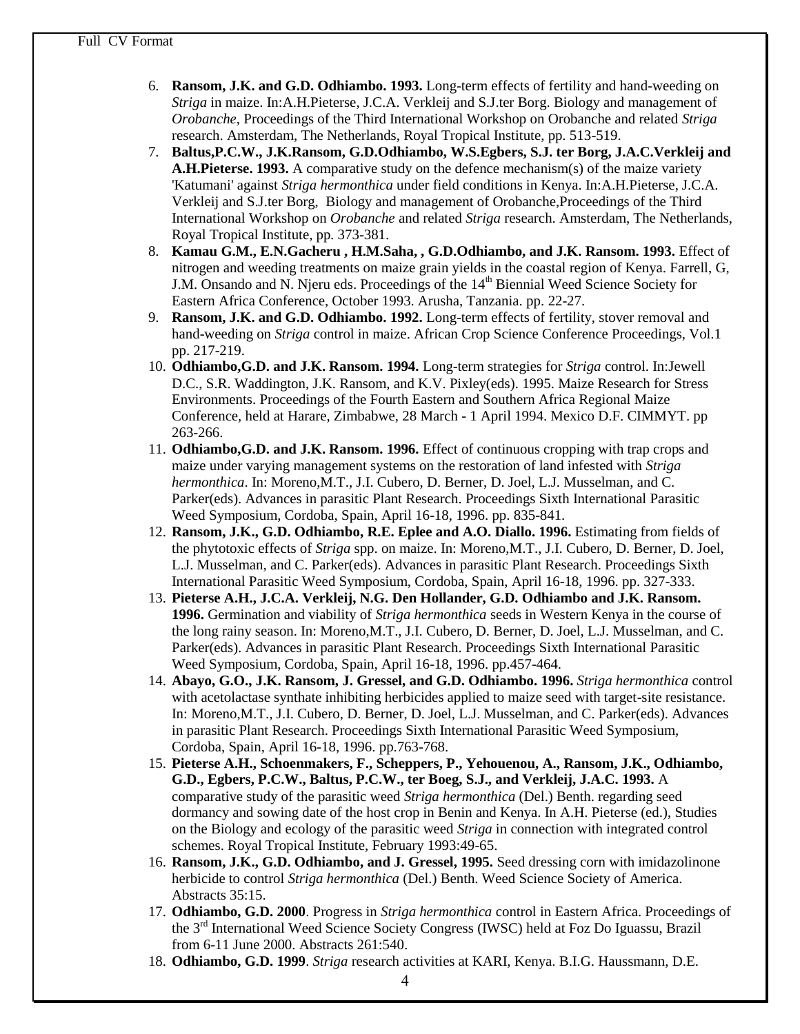6. **Ransom, J.K. and G.D. Odhiambo. 1993.** Long-term effects of fertility and hand-weeding on *Striga* in maize. In:A.H.Pieterse, J.C.A. Verkleij and S.J.ter Borg. Biology and management of *Orobanche*, Proceedings of the Third International Workshop on Orobanche and related *Striga* research. Amsterdam, The Netherlands, Royal Tropical Institute, pp. 513-519.
7. **Baltus,P.C.W., J.K.Ransom, G.D.Odhiambo, W.S.Egbers, S.J. ter Borg, J.A.C.Verkleij and A.H.Pieterse. 1993.** A comparative study on the defence mechanism(s) of the maize variety 'Katumani' against *Striga hermonthica* under field conditions in Kenya. In:A.H.Pieterse, J.C.A. Verkleij and S.J.ter Borg, Biology and management of Orobanche,Proceedings of the Third International Workshop on *Orobanche* and related *Striga* research. Amsterdam, The Netherlands, Royal Tropical Institute, pp. 373-381.
8. **Kamau G.M., E.N.Gacheru , H.M.Saha, , G.D.Odhiambo, and J.K. Ransom. 1993.** Effect of nitrogen and weeding treatments on maize grain yields in the coastal region of Kenya. Farrell, G, J.M. Onsando and N. Njeru eds. Proceedings of the 14th Biennial Weed Science Society for Eastern Africa Conference, October 1993. Arusha, Tanzania. pp. 22-27.
9. **Ransom, J.K. and G.D. Odhiambo. 1992.** Long-term effects of fertility, stover removal and hand-weeding on *Striga* control in maize. African Crop Science Conference Proceedings, Vol.1 pp. 217-219.
10. **Odhiambo,G.D. and J.K. Ransom. 1994.** Long-term strategies for *Striga* control. In:Jewell D.C., S.R. Waddington, J.K. Ransom, and K.V. Pixley(eds). 1995. Maize Research for Stress Environments. Proceedings of the Fourth Eastern and Southern Africa Regional Maize Conference, held at Harare, Zimbabwe, 28 March - 1 April 1994. Mexico D.F. CIMMYT. pp 263-266.
11. **Odhiambo,G.D. and J.K. Ransom. 1996.** Effect of continuous cropping with trap crops and maize under varying management systems on the restoration of land infested with *Striga hermonthica*. In: Moreno,M.T., J.I. Cubero, D. Berner, D. Joel, L.J. Musselman, and C. Parker(eds). Advances in parasitic Plant Research. Proceedings Sixth International Parasitic Weed Symposium, Cordoba, Spain, April 16-18, 1996. pp. 835-841.
12. **Ransom, J.K., G.D. Odhiambo, R.E. Eplee and A.O. Diallo. 1996.** Estimating from fields of the phytotoxic effects of *Striga* spp. on maize. In: Moreno,M.T., J.I. Cubero, D. Berner, D. Joel, L.J. Musselman, and C. Parker(eds). Advances in parasitic Plant Research. Proceedings Sixth International Parasitic Weed Symposium, Cordoba, Spain, April 16-18, 1996. pp. 327-333.
13. **Pieterse A.H., J.C.A. Verkleij, N.G. Den Hollander, G.D. Odhiambo and J.K. Ransom. 1996.** Germination and viability of *Striga hermonthica* seeds in Western Kenya in the course of the long rainy season. In: Moreno,M.T., J.I. Cubero, D. Berner, D. Joel, L.J. Musselman, and C. Parker(eds). Advances in parasitic Plant Research. Proceedings Sixth International Parasitic Weed Symposium, Cordoba, Spain, April 16-18, 1996. pp.457-464.
14. **Abayo, G.O., J.K. Ransom, J. Gressel, and G.D. Odhiambo. 1996.** *Striga hermonthica* control with acetolactase synthate inhibiting herbicides applied to maize seed with target-site resistance. In: Moreno,M.T., J.I. Cubero, D. Berner, D. Joel, L.J. Musselman, and C. Parker(eds). Advances in parasitic Plant Research. Proceedings Sixth International Parasitic Weed Symposium, Cordoba, Spain, April 16-18, 1996. pp.763-768.
15. **Pieterse A.H., Schoenmakers, F., Scheppers, P., Yehouenou, A., Ransom, J.K., Odhiambo, G.D., Egbers, P.C.W., Baltus, P.C.W., ter Boeg, S.J., and Verkleij, J.A.C. 1993.** A comparative study of the parasitic weed *Striga hermonthica* (Del.) Benth. regarding seed dormancy and sowing date of the host crop in Benin and Kenya. In A.H. Pieterse (ed.), Studies on the Biology and ecology of the parasitic weed *Striga* in connection with integrated control schemes. Royal Tropical Institute, February 1993:49-65.
16. **Ransom, J.K., G.D. Odhiambo, and J. Gressel, 1995.** Seed dressing corn with imidazolinone herbicide to control *Striga hermonthica* (Del.) Benth. Weed Science Society of America. Abstracts 35:15.
17. **Odhiambo, G.D. 2000**. Progress in *Striga hermonthica* control in Eastern Africa. Proceedings of the 3rd International Weed Science Society Congress (IWSC) held at Foz Do Iguassu, Brazil from 6-11 June 2000. Abstracts 261:540.
18. **Odhiambo, G.D. 1999**. *Striga* research activities at KARI, Kenya. B.I.G. Haussmann, D.E.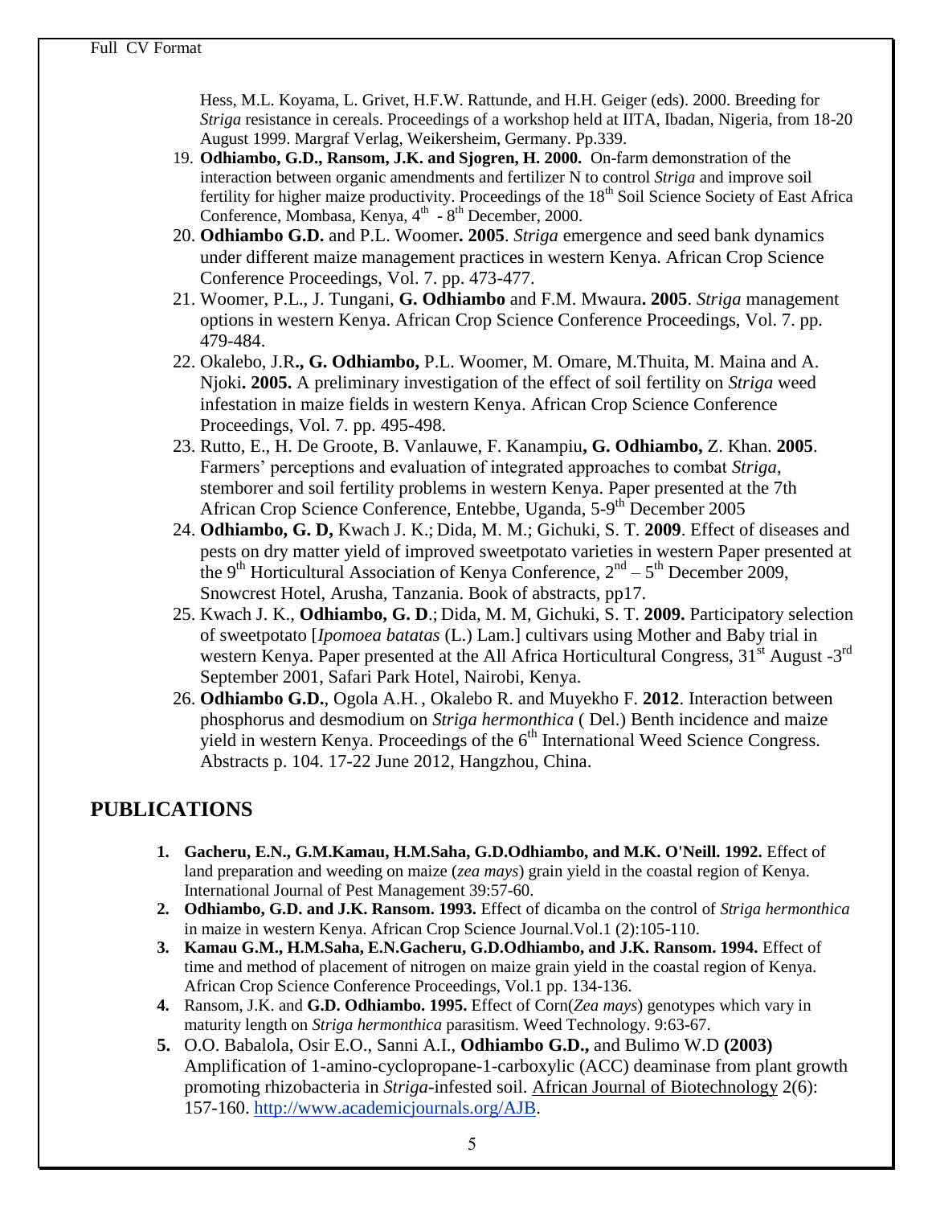Hess, M.L. Koyama, L. Grivet, H.F.W. Rattunde, and H.H. Geiger (eds). 2000. Breeding for *Striga* resistance in cereals. Proceedings of a workshop held at IITA, Ibadan, Nigeria, from 18-20 August 1999. Margraf Verlag, Weikersheim, Germany. Pp.339.

19. **Odhiambo, G.D., Ransom, J.K. and Sjogren, H. 2000.** On-farm demonstration of the interaction between organic amendments and fertilizer N to control *Striga* and improve soil fertility for higher maize productivity. Proceedings of the 18th Soil Science Society of East Africa Conference, Mombasa, Kenya, 4th - 8th December, 2000.
20. **Odhiambo G.D.** and P.L. Woomer**. 2005**. *Striga* emergence and seed bank dynamics under different maize management practices in western Kenya. African Crop Science Conference Proceedings, Vol. 7. pp. 473-477.
21. Woomer, P.L., J. Tungani, **G. Odhiambo** and F.M. Mwaura**. 2005**. *Striga* management options in western Kenya. African Crop Science Conference Proceedings, Vol. 7. pp. 479-484.
22. Okalebo, J.R**., G. Odhiambo,** P.L. Woomer, M. Omare, M.Thuita, M. Maina and A. Njoki**. 2005.** A preliminary investigation of the effect of soil fertility on *Striga* weed infestation in maize fields in western Kenya. African Crop Science Conference Proceedings, Vol. 7. pp. 495-498.
23. Rutto, E., H. De Groote, B. Vanlauwe, F. Kanampiu**, G. Odhiambo,** Z. Khan. **2005**. Farmers' perceptions and evaluation of integrated approaches to combat *Striga*, stemborer and soil fertility problems in western Kenya. Paper presented at the 7th African Crop Science Conference, Entebbe, Uganda, 5-9th December 2005
24. **Odhiambo, G. D,** Kwach J. K.; Dida, M. M.; Gichuki, S. T. **2009**. Effect of diseases and pests on dry matter yield of improved sweetpotato varieties in western Paper presented at the 9th Horticultural Association of Kenya Conference, 2nd – 5th December 2009, Snowcrest Hotel, Arusha, Tanzania. Book of abstracts, pp17.
25. Kwach J. K., **Odhiambo, G. D**.; Dida, M. M, Gichuki, S. T. **2009.** Participatory selection of sweetpotato [*Ipomoea batatas* (L.) Lam.] cultivars using Mother and Baby trial in western Kenya. Paper presented at the All Africa Horticultural Congress, 31st August -3rd September 2001, Safari Park Hotel, Nairobi, Kenya.
26. **Odhiambo G.D.**, Ogola A.H. , Okalebo R. and Muyekho F. **2012**. Interaction between phosphorus and desmodium on *Striga hermonthica* ( Del.) Benth incidence and maize yield in western Kenya. Proceedings of the 6th International Weed Science Congress. Abstracts p. 104. 17-22 June 2012, Hangzhou, China.

## PUBLICATIONS

1. **Gacheru, E.N., G.M.Kamau, H.M.Saha, G.D.Odhiambo, and M.K. O'Neill. 1992.** Effect of land preparation and weeding on maize (*zea mays*) grain yield in the coastal region of Kenya. International Journal of Pest Management 39:57-60.
2. **Odhiambo, G.D. and J.K. Ransom. 1993.** Effect of dicamba on the control of *Striga hermonthica* in maize in western Kenya. African Crop Science Journal.Vol.1 (2):105-110.
3. **Kamau G.M., H.M.Saha, E.N.Gacheru, G.D.Odhiambo, and J.K. Ransom. 1994.** Effect of time and method of placement of nitrogen on maize grain yield in the coastal region of Kenya. African Crop Science Conference Proceedings, Vol.1 pp. 134-136.
4. Ransom, J.K. and **G.D. Odhiambo. 1995.** Effect of Corn(*Zea mays*) genotypes which vary in maturity length on *Striga hermonthica* parasitism. Weed Technology. 9:63-67.
5. O.O. Babalola, Osir E.O., Sanni A.I., **Odhiambo G.D.,** and Bulimo W.D **(2003)** Amplification of 1-amino-cyclopropane-1-carboxylic (ACC) deaminase from plant growth promoting rhizobacteria in *Striga*-infested soil. African Journal of Biotechnology 2(6): 157-160. http://www.academicjournals.org/AJB.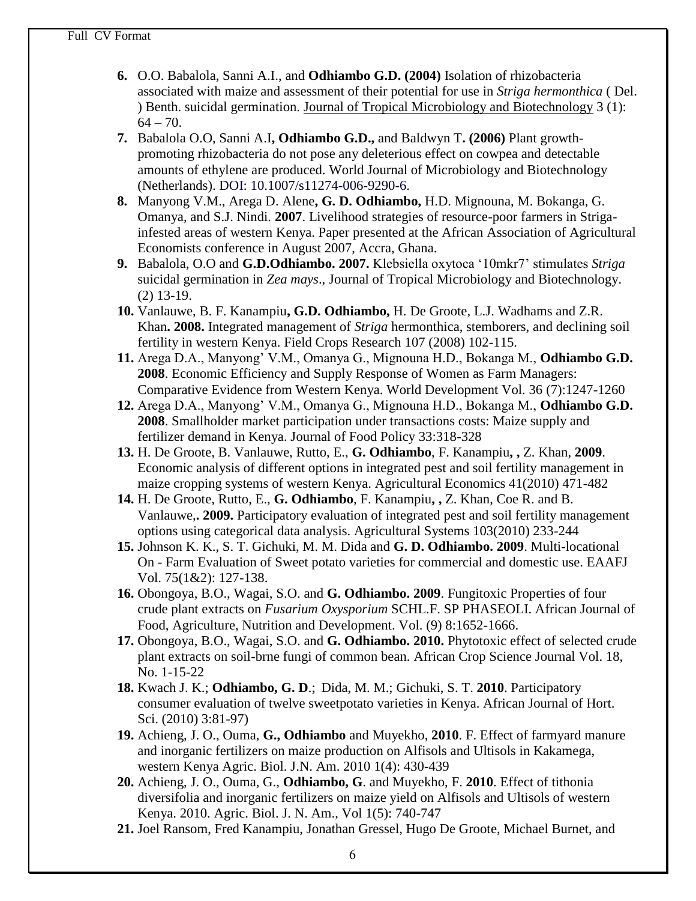6. O.O. Babalola, Sanni A.I., and **Odhiambo G.D. (2004)** Isolation of rhizobacteria associated with maize and assessment of their potential for use in *Striga hermonthica* ( Del. ) Benth. suicidal germination. Journal of Tropical Microbiology and Biotechnology 3 (1): 64 – 70.
7. Babalola O.O, Sanni A.I**, Odhiambo G.D.,** and Baldwyn T**. (2006)** Plant growth-promoting rhizobacteria do not pose any deleterious effect on cowpea and detectable amounts of ethylene are produced. World Journal of Microbiology and Biotechnology (Netherlands). DOI: 10.1007/s11274-006-9290-6.
8. Manyong V.M., Arega D. Alene**, G. D. Odhiambo,** H.D. Mignouna, M. Bokanga, G. Omanya, and S.J. Nindi. **2007**. Livelihood strategies of resource-poor farmers in Striga-infested areas of western Kenya. Paper presented at the African Association of Agricultural Economists conference in August 2007, Accra, Ghana.
9. Babalola, O.O and **G.D.Odhiambo. 2007.** Klebsiella oxytoca '10mkr7' stimulates *Striga* suicidal germination in *Zea mays*., Journal of Tropical Microbiology and Biotechnology. (2) 13-19.
10. Vanlauwe, B. F. Kanampiu**, G.D. Odhiambo,** H. De Groote, L.J. Wadhams and Z.R. Khan**. 2008.** Integrated management of *Striga* hermonthica, stemborers, and declining soil fertility in western Kenya. Field Crops Research 107 (2008) 102-115.
11. Arega D.A., Manyong' V.M., Omanya G., Mignouna H.D., Bokanga M., **Odhiambo G.D. 2008**. Economic Efficiency and Supply Response of Women as Farm Managers: Comparative Evidence from Western Kenya. World Development Vol. 36 (7):1247-1260
12. Arega D.A., Manyong' V.M., Omanya G., Mignouna H.D., Bokanga M., **Odhiambo G.D. 2008**. Smallholder market participation under transactions costs: Maize supply and fertilizer demand in Kenya. Journal of Food Policy 33:318-328
13. H. De Groote, B. Vanlauwe, Rutto, E., **G. Odhiambo**, F. Kanampiu**, ,** Z. Khan, **2009**. Economic analysis of different options in integrated pest and soil fertility management in maize cropping systems of western Kenya. Agricultural Economics 41(2010) 471-482
14. H. De Groote, Rutto, E., **G. Odhiambo**, F. Kanampiu**, ,** Z. Khan, Coe R. and B. Vanlauwe,**. 2009.** Participatory evaluation of integrated pest and soil fertility management options using categorical data analysis. Agricultural Systems 103(2010) 233-244
15. Johnson K. K., S. T. Gichuki, M. M. Dida and **G. D. Odhiambo. 2009**. Multi-locational On - Farm Evaluation of Sweet potato varieties for commercial and domestic use. EAAFJ Vol. 75(1&2): 127-138.
16. Obongoya, B.O., Wagai, S.O. and **G. Odhiambo. 2009**. Fungitoxic Properties of four crude plant extracts on *Fusarium Oxysporium* SCHL.F. SP PHASEOLI. African Journal of Food, Agriculture, Nutrition and Development. Vol. (9) 8:1652-1666.
17. Obongoya, B.O., Wagai, S.O. and **G. Odhiambo. 2010.** Phytotoxic effect of selected crude plant extracts on soil-brne fungi of common bean. African Crop Science Journal Vol. 18, No. 1-15-22
18. Kwach J. K.; **Odhiambo, G. D**.; Dida, M. M.; Gichuki, S. T. **2010**. Participatory consumer evaluation of twelve sweetpotato varieties in Kenya. African Journal of Hort. Sci. (2010) 3:81-97)
19. Achieng, J. O., Ouma, **G., Odhiambo** and Muyekho, **2010**. F. Effect of farmyard manure and inorganic fertilizers on maize production on Alfisols and Ultisols in Kakamega, western Kenya Agric. Biol. J.N. Am. 2010 1(4): 430-439
20. Achieng, J. O., Ouma, G., **Odhiambo, G**. and Muyekho, F. **2010**. Effect of tithonia diversifolia and inorganic fertilizers on maize yield on Alfisols and Ultisols of western Kenya. 2010. Agric. Biol. J. N. Am., Vol 1(5): 740-747
21. Joel Ransom, Fred Kanampiu, Jonathan Gressel, Hugo De Groote, Michael Burnet, and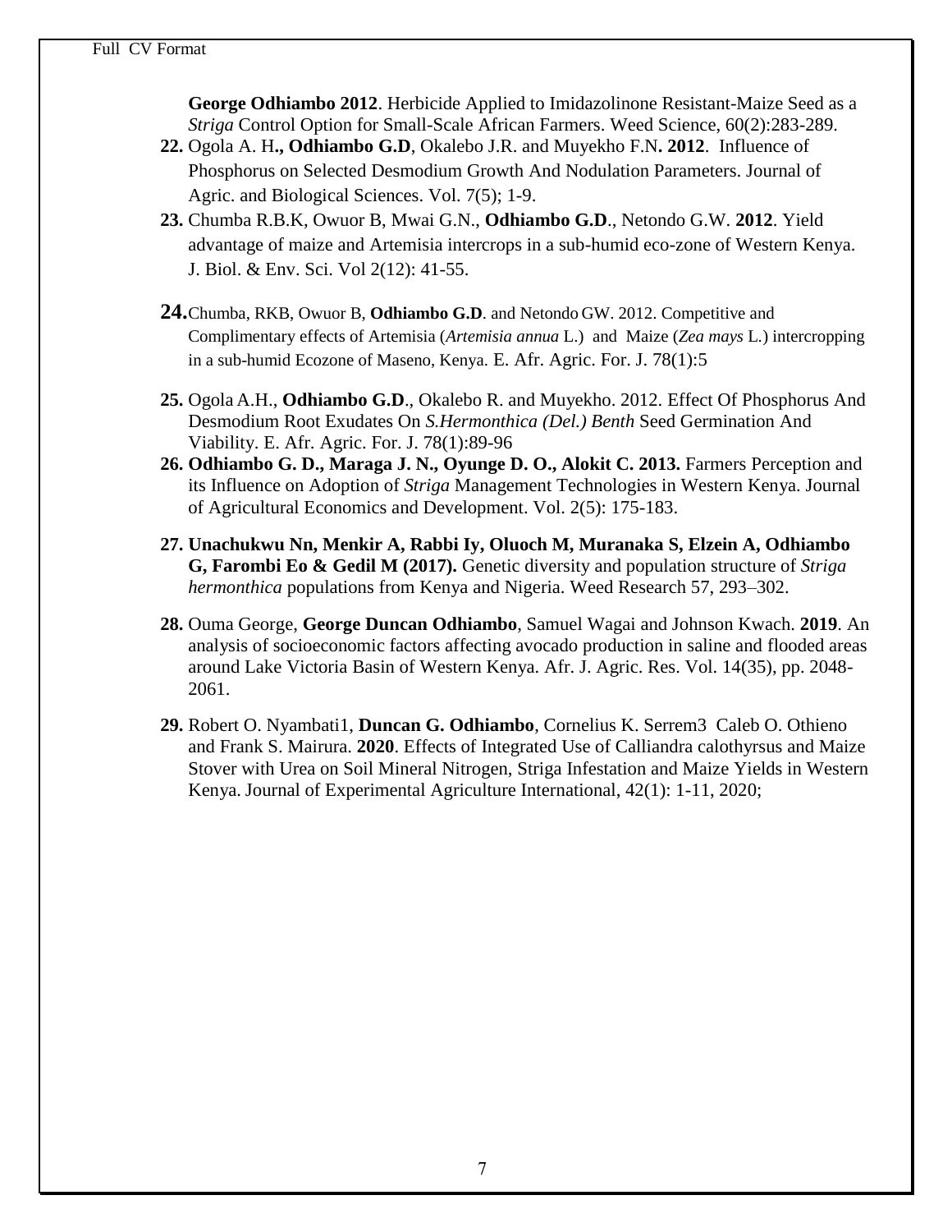**George Odhiambo 2012**. Herbicide Applied to Imidazolinone Resistant-Maize Seed as a *Striga* Control Option for Small-Scale African Farmers. Weed Science, 60(2):283-289.

22. Ogola A. H**., Odhiambo G.D**, Okalebo J.R. and Muyekho F.N**. 2012**. Influence of Phosphorus on Selected Desmodium Growth And Nodulation Parameters. Journal of Agric. and Biological Sciences. Vol. 7(5); 1-9.
23. Chumba R.B.K, Owuor B, Mwai G.N., **Odhiambo G.D**., Netondo G.W. **2012**. Yield advantage of maize and Artemisia intercrops in a sub-humid eco-zone of Western Kenya. J. Biol. & Env. Sci. Vol 2(12): 41-55.
24. Chumba, RKB, Owuor B, **Odhiambo G.D**. and Netondo GW. 2012. Competitive and Complimentary effects of Artemisia (*Artemisia annua* L.) and Maize (*Zea mays* L.) intercropping in a sub-humid Ecozone of Maseno, Kenya. E. Afr. Agric. For. J. 78(1):5
25. Ogola A.H., **Odhiambo G.D**., Okalebo R. and Muyekho. 2012. Effect Of Phosphorus And Desmodium Root Exudates On *S.Hermonthica (Del.) Benth* Seed Germination And Viability. E. Afr. Agric. For. J. 78(1):89-96
26. **Odhiambo G. D., Maraga J. N., Oyunge D. O., Alokit C. 2013.** Farmers Perception and its Influence on Adoption of *Striga* Management Technologies in Western Kenya. Journal of Agricultural Economics and Development. Vol. 2(5): 175-183.
27. **Unachukwu Nn, Menkir A, Rabbi Iy, Oluoch M, Muranaka S, Elzein A, Odhiambo G, Farombi Eo & Gedil M (2017).** Genetic diversity and population structure of *Striga hermonthica* populations from Kenya and Nigeria. Weed Research 57, 293–302.
28. Ouma George, **George Duncan Odhiambo**, Samuel Wagai and Johnson Kwach. **2019**. An analysis of socioeconomic factors affecting avocado production in saline and flooded areas around Lake Victoria Basin of Western Kenya. Afr. J. Agric. Res. Vol. 14(35), pp. 2048-2061.
29. Robert O. Nyambati1, **Duncan G. Odhiambo**, Cornelius K. Serrem3 Caleb O. Othieno and Frank S. Mairura. **2020**. Effects of Integrated Use of Calliandra calothyrsus and Maize Stover with Urea on Soil Mineral Nitrogen, Striga Infestation and Maize Yields in Western Kenya. Journal of Experimental Agriculture International, 42(1): 1-11, 2020;